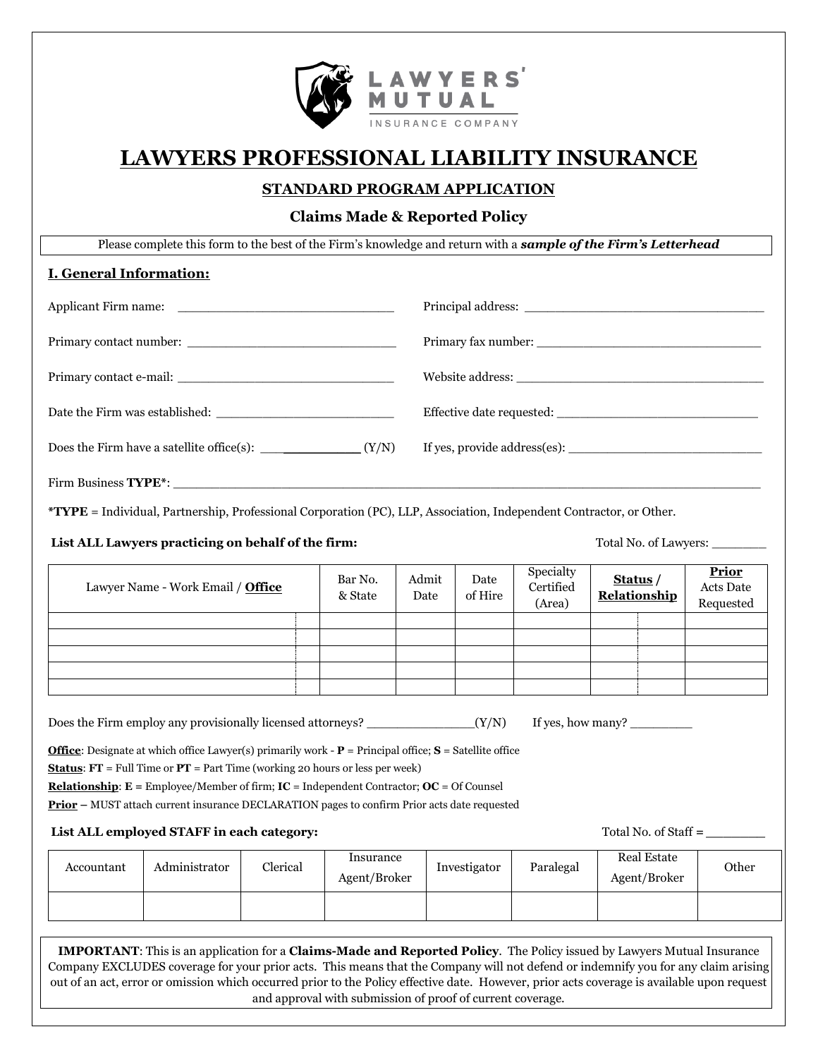LAWYERS' MUTUAL INSURANCE COMPANY

# LAWYERS PROFESSIONAL LIABILITY INSURANCE

## STANDARD PROGRAM APPLICATION

### Claims Made & Reported Policy

Please complete this form to the best of the Firm's knowledge and return with a ***sample of the Firm's Letterhead***

## I. General Information:

Applicant Firm name: ____________________________

Principal address: ______________________________

Primary contact number: __________________________

Primary fax number: ____________________________

Primary contact e-mail: ___________________________

Website address: _______________________________

Date the Firm was established: _____________________

Effective date requested: _________________________

Does the Firm have a satellite office(s): _____________ (Y/N)

If yes, provide address(es): ________________________

Firm Business **TYPE***: ______________________________________________________________________

***TYPE** = Individual, Partnership, Professional Corporation (PC), LLP, Association, Independent Contractor, or Other.

**List ALL Lawyers practicing on behalf of the firm:** Total No. of Lawyers: _______

| Lawyer Name - Work Email / **Office** | | Bar No. & State | Admit Date | Date of Hire | Specialty Certified (Area) | **Status** / **Relationship** | | **Prior** Acts Date Requested |
|---|---|---|---|---|---|---|---|---|
| | | | | | | | | |
| | | | | | | | | |
| | | | | | | | | |
| | | | | | | | | |
| | | | | | | | | |

Does the Firm employ any provisionally licensed attorneys? ______________(Y/N) If yes, how many? ________

**Office**: Designate at which office Lawyer(s) primarily work - **P** = Principal office; **S** = Satellite office

**Status**: **FT** = Full Time or **PT** = Part Time (working 20 hours or less per week)

**Relationship**: **E** = Employee/Member of firm; **IC** = Independent Contractor; **OC** = Of Counsel

**Prior** – MUST attach current insurance DECLARATION pages to confirm Prior acts date requested

**List ALL employed STAFF in each category:** Total No. of Staff = ________

| Accountant | Administrator | Clerical | Insurance Agent/Broker | Investigator | Paralegal | Real Estate Agent/Broker | Other |
|---|---|---|---|---|---|---|---|
| | | | | | | | |

**IMPORTANT**: This is an application for a **Claims-Made and Reported Policy**. The Policy issued by Lawyers Mutual Insurance Company EXCLUDES coverage for your prior acts. This means that the Company will not defend or indemnify you for any claim arising out of an act, error or omission which occurred prior to the Policy effective date. However, prior acts coverage is available upon request and approval with submission of proof of current coverage.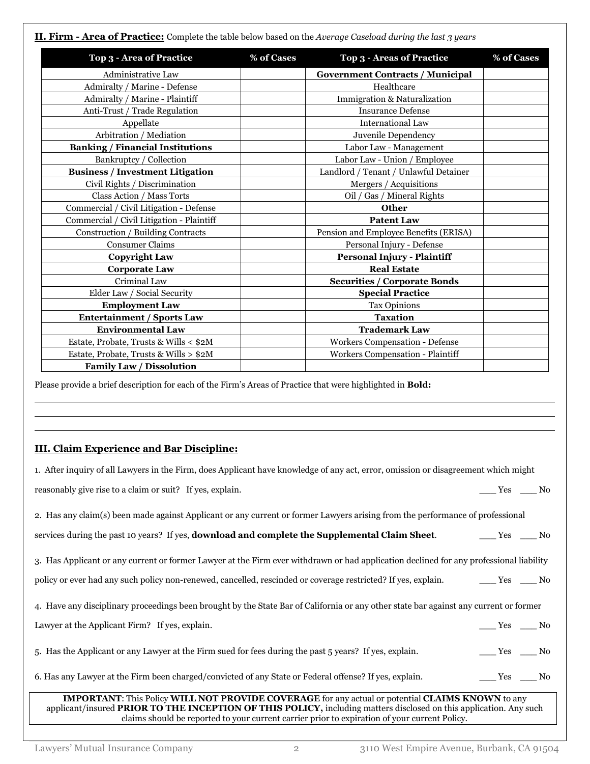**II. Firm - Area of Practice:** Complete the table below based on the *Average Caseload during the last 3 years*

| Top 3 - Area of Practice | % of Cases | Top 3 - Areas of Practice | % of Cases |
|---|---|---|---|
| Administrative Law | | **Government Contracts / Municipal** | |
| Admiralty / Marine - Defense | | Healthcare | |
| Admiralty / Marine - Plaintiff | | Immigration & Naturalization | |
| Anti-Trust / Trade Regulation | | Insurance Defense | |
| Appellate | | International Law | |
| Arbitration / Mediation | | Juvenile Dependency | |
| **Banking / Financial Institutions** | | Labor Law - Management | |
| Bankruptcy / Collection | | Labor Law - Union / Employee | |
| **Business / Investment Litigation** | | Landlord / Tenant / Unlawful Detainer | |
| Civil Rights / Discrimination | | Mergers / Acquisitions | |
| Class Action / Mass Torts | | Oil / Gas / Mineral Rights | |
| Commercial / Civil Litigation - Defense | | **Other** | |
| Commercial / Civil Litigation - Plaintiff | | **Patent Law** | |
| Construction / Building Contracts | | Pension and Employee Benefits (ERISA) | |
| Consumer Claims | | Personal Injury - Defense | |
| **Copyright Law** | | **Personal Injury - Plaintiff** | |
| **Corporate Law** | | **Real Estate** | |
| Criminal Law | | **Securities / Corporate Bonds** | |
| Elder Law / Social Security | | **Special Practice** | |
| **Employment Law** | | Tax Opinions | |
| **Entertainment / Sports Law** | | **Taxation** | |
| **Environmental Law** | | **Trademark Law** | |
| Estate, Probate, Trusts & Wills < $2M | | Workers Compensation - Defense | |
| Estate, Probate, Trusts & Wills > $2M | | Workers Compensation - Plaintiff | |
| **Family Law / Dissolution** | | | |

Please provide a brief description for each of the Firm's Areas of Practice that were highlighted in **Bold:**

___________________________________________________________________________

___________________________________________________________________________

___________________________________________________________________________

**III. Claim Experience and Bar Discipline:**

1. After inquiry of all Lawyers in the Firm, does Applicant have knowledge of any act, error, omission or disagreement which might reasonably give rise to a claim or suit? If yes, explain. ___ Yes ___ No

2. Has any claim(s) been made against Applicant or any current or former Lawyers arising from the performance of professional services during the past 10 years? If yes, **download and complete the Supplemental Claim Sheet**. ___ Yes ___ No

3. Has Applicant or any current or former Lawyer at the Firm ever withdrawn or had application declined for any professional liability policy or ever had any such policy non-renewed, cancelled, rescinded or coverage restricted? If yes, explain. ___ Yes ___ No

4. Have any disciplinary proceedings been brought by the State Bar of California or any other state bar against any current or former Lawyer at the Applicant Firm? If yes, explain. ___ Yes ___ No

5. Has the Applicant or any Lawyer at the Firm sued for fees during the past 5 years? If yes, explain. ___ Yes ___ No

6. Has any Lawyer at the Firm been charged/convicted of any State or Federal offense? If yes, explain. ___ Yes ___ No

**IMPORTANT**: This Policy **WILL NOT PROVIDE COVERAGE** for any actual or potential **CLAIMS KNOWN** to any applicant/insured **PRIOR TO THE INCEPTION OF THIS POLICY,** including matters disclosed on this application. Any such claims should be reported to your current carrier prior to expiration of your current Policy.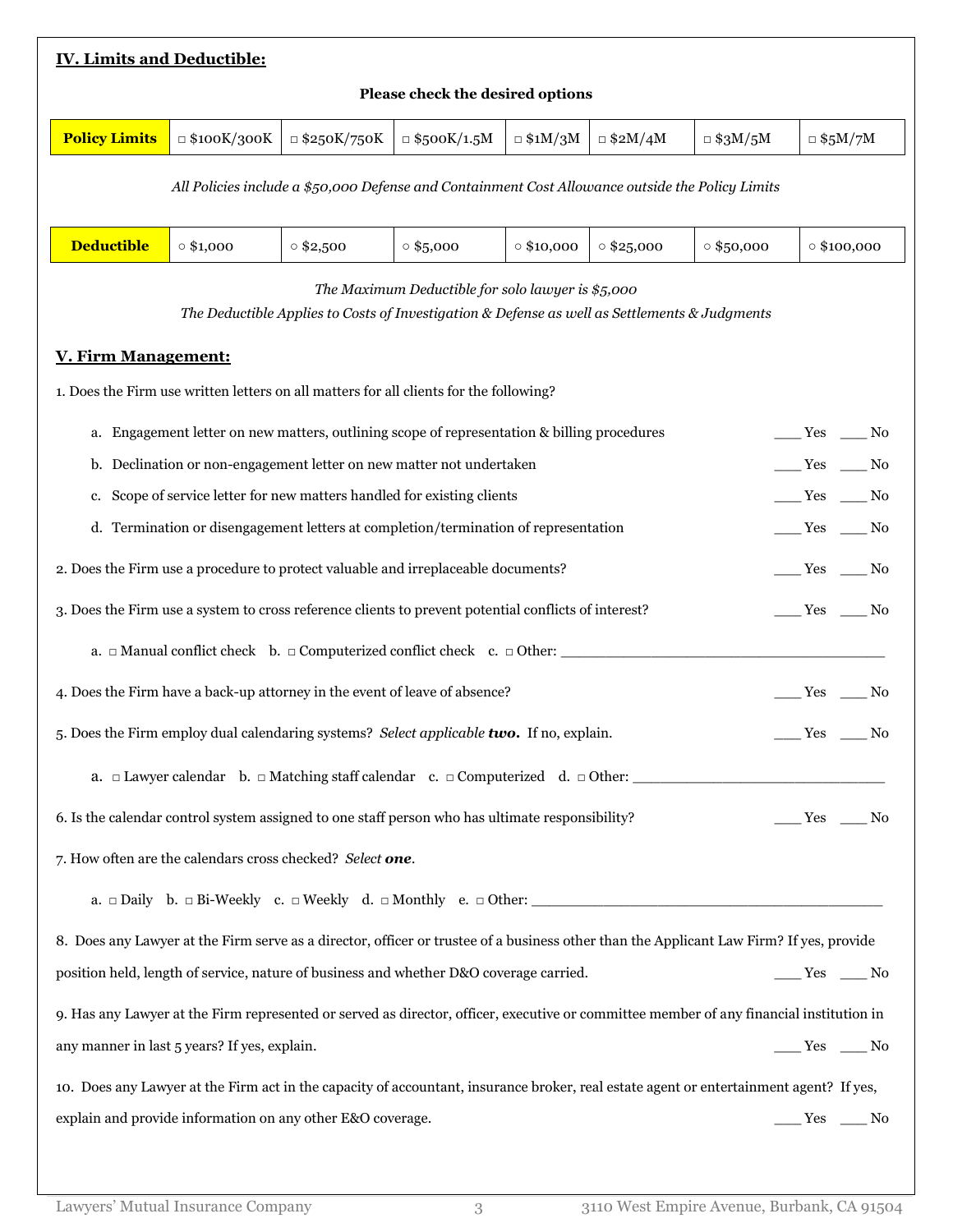## IV. Limits and Deductible:

**Please check the desired options**

| **Policy Limits** | □ $100K/300K | □ $250K/750K | □ $500K/1.5M | □ $1M/3M | □ $2M/4M | □ $3M/5M | □ $5M/7M |
|---|---|---|---|---|---|---|---|

*All Policies include a $50,000 Defense and Containment Cost Allowance outside the Policy Limits*

| **Deductible** | ○ $1,000 | ○ $2,500 | ○ $5,000 | ○ $10,000 | ○ $25,000 | ○ $50,000 | ○ $100,000 |
|---|---|---|---|---|---|---|---|

*The Maximum Deductible for solo lawyer is $5,000*

*The Deductible Applies to Costs of Investigation & Defense as well as Settlements & Judgments*

## V. Firm Management:

1. Does the Firm use written letters on all matters for all clients for the following?

   a. Engagement letter on new matters, outlining scope of representation & billing procedures ___ Yes ___ No

   b. Declination or non-engagement letter on new matter not undertaken ___ Yes ___ No

   c. Scope of service letter for new matters handled for existing clients ___ Yes ___ No

   d. Termination or disengagement letters at completion/termination of representation ___ Yes ___ No

2. Does the Firm use a procedure to protect valuable and irreplaceable documents? ___ Yes ___ No

3. Does the Firm use a system to cross reference clients to prevent potential conflicts of interest? ___ Yes ___ No

   a. □ Manual conflict check b. □ Computerized conflict check c. □ Other: ______________________________

4. Does the Firm have a back-up attorney in the event of leave of absence? ___ Yes ___ No

5. Does the Firm employ dual calendaring systems? *Select applicable* ***two***. If no, explain. ___ Yes ___ No

   a. □ Lawyer calendar b. □ Matching staff calendar c. □ Computerized d. □ Other: ______________________

6. Is the calendar control system assigned to one staff person who has ultimate responsibility? ___ Yes ___ No

7. How often are the calendars cross checked? *Select* ***one***.

   a. □ Daily b. □ Bi-Weekly c. □ Weekly d. □ Monthly e. □ Other: ______________________________

8. Does any Lawyer at the Firm serve as a director, officer or trustee of a business other than the Applicant Law Firm? If yes, provide position held, length of service, nature of business and whether D&O coverage carried. ___ Yes ___ No

9. Has any Lawyer at the Firm represented or served as director, officer, executive or committee member of any financial institution in any manner in last 5 years? If yes, explain. ___ Yes ___ No

10. Does any Lawyer at the Firm act in the capacity of accountant, insurance broker, real estate agent or entertainment agent? If yes, explain and provide information on any other E&O coverage. ___ Yes ___ No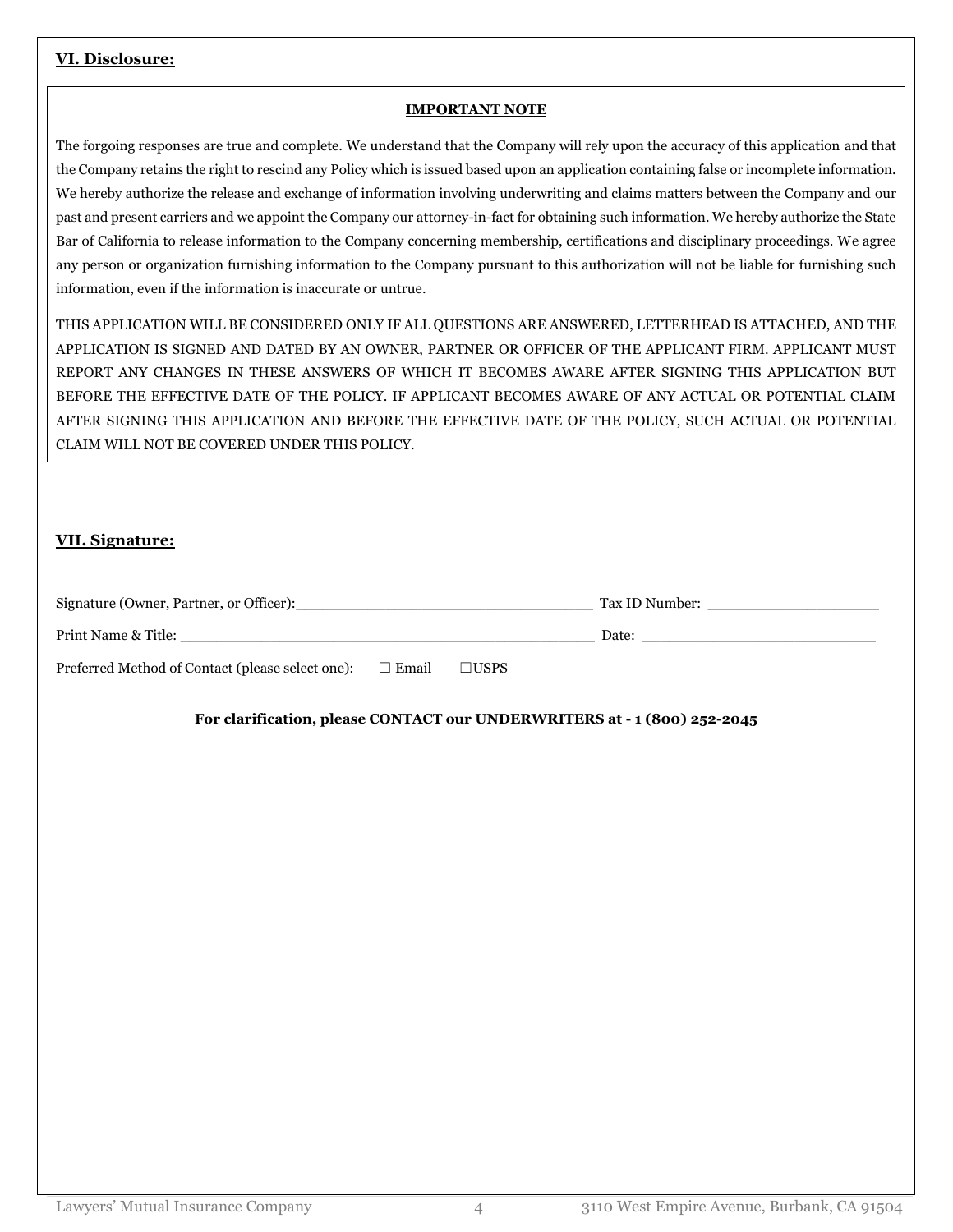## VI. Disclosure:

**IMPORTANT NOTE**

The forgoing responses are true and complete. We understand that the Company will rely upon the accuracy of this application and that the Company retains the right to rescind any Policy which is issued based upon an application containing false or incomplete information. We hereby authorize the release and exchange of information involving underwriting and claims matters between the Company and our past and present carriers and we appoint the Company our attorney-in-fact for obtaining such information. We hereby authorize the State Bar of California to release information to the Company concerning membership, certifications and disciplinary proceedings. We agree any person or organization furnishing information to the Company pursuant to this authorization will not be liable for furnishing such information, even if the information is inaccurate or untrue.

THIS APPLICATION WILL BE CONSIDERED ONLY IF ALL QUESTIONS ARE ANSWERED, LETTERHEAD IS ATTACHED, AND THE APPLICATION IS SIGNED AND DATED BY AN OWNER, PARTNER OR OFFICER OF THE APPLICANT FIRM. APPLICANT MUST REPORT ANY CHANGES IN THESE ANSWERS OF WHICH IT BECOMES AWARE AFTER SIGNING THIS APPLICATION BUT BEFORE THE EFFECTIVE DATE OF THE POLICY. IF APPLICANT BECOMES AWARE OF ANY ACTUAL OR POTENTIAL CLAIM AFTER SIGNING THIS APPLICATION AND BEFORE THE EFFECTIVE DATE OF THE POLICY, SUCH ACTUAL OR POTENTIAL CLAIM WILL NOT BE COVERED UNDER THIS POLICY.

## VII. Signature:

Signature (Owner, Partner, or Officer):___________________________________ Tax ID Number: ____________________

Print Name & Title: __________________________________________________ Date: ___________________________

Preferred Method of Contact (please select one): ☐ Email ☐USPS

**For clarification, please CONTACT our UNDERWRITERS at - 1 (800) 252-2045**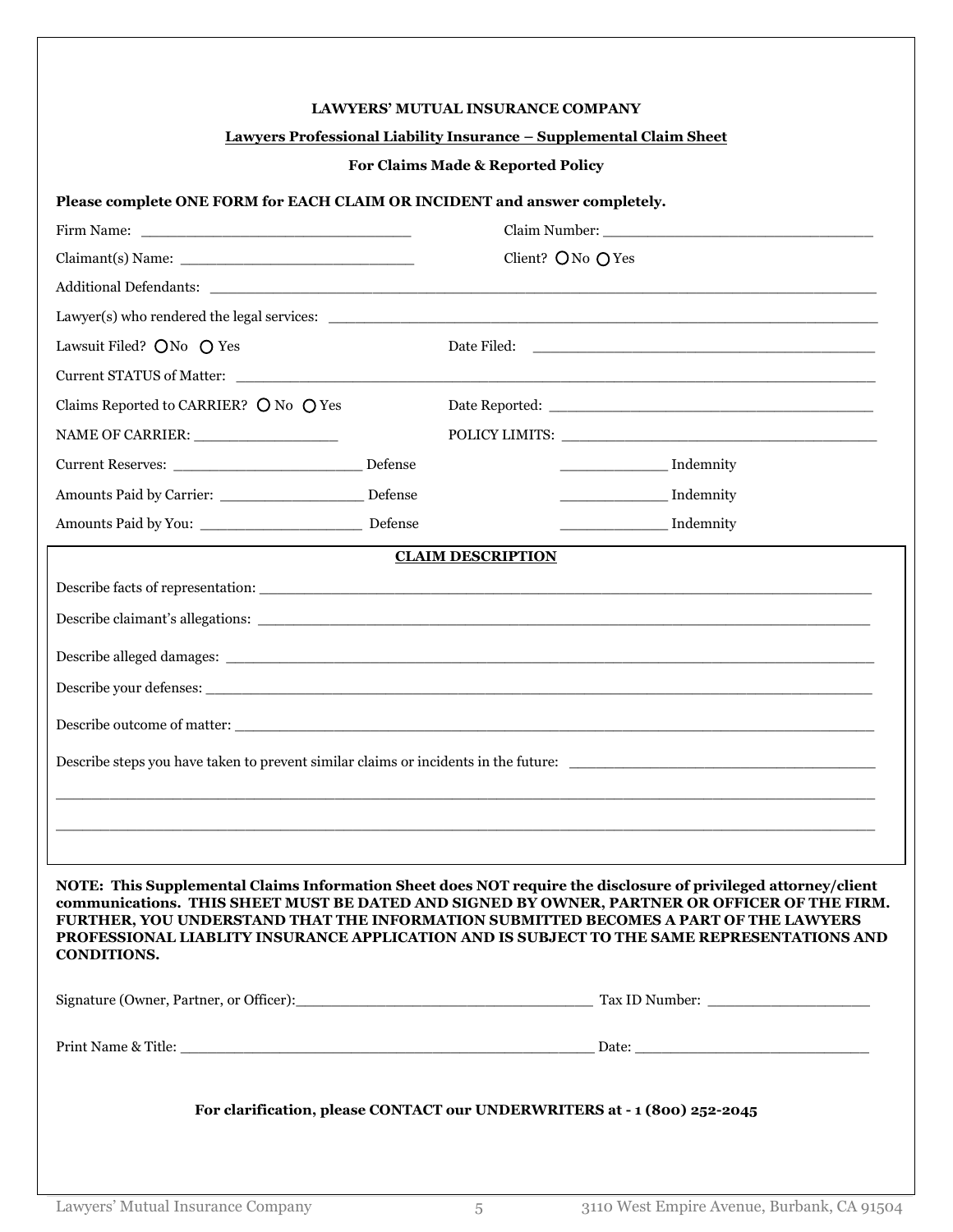**LAWYERS' MUTUAL INSURANCE COMPANY**

**Lawyers Professional Liability Insurance – Supplemental Claim Sheet**

**For Claims Made & Reported Policy**

**Please complete ONE FORM for EACH CLAIM OR INCIDENT and answer completely.**

Firm Name: ______________________________ Claim Number: ______________________________

Claimant(s) Name: __________________________ Client? ○ No ○ Yes

Additional Defendants: ______________________________________________________________________

Lawyer(s) who rendered the legal services: ______________________________________________________

Lawsuit Filed? ○ No ○ Yes Date Filed: ______________________________________

Current STATUS of Matter: __________________________________________________________________

Claims Reported to CARRIER? ○ No ○ Yes Date Reported: ______________________________________

NAME OF CARRIER: _________________ POLICY LIMITS: ______________________________________

Current Reserves: _____________________ Defense _____________ Indemnity

Amounts Paid by Carrier: _________________ Defense _____________ Indemnity

Amounts Paid by You: ___________________ Defense _____________ Indemnity

**CLAIM DESCRIPTION**

Describe facts of representation: ______________________________________________________________

Describe claimant's allegations: _______________________________________________________________

Describe alleged damages: ___________________________________________________________________

Describe your defenses: _____________________________________________________________________

Describe outcome of matter: _________________________________________________________________

Describe steps you have taken to prevent similar claims or incidents in the future: ___________________________________

_____________________________________________________________________________________________

_____________________________________________________________________________________________

**NOTE: This Supplemental Claims Information Sheet does NOT require the disclosure of privileged attorney/client communications. THIS SHEET MUST BE DATED AND SIGNED BY OWNER, PARTNER OR OFFICER OF THE FIRM. FURTHER, YOU UNDERSTAND THAT THE INFORMATION SUBMITTED BECOMES A PART OF THE LAWYERS PROFESSIONAL LIABLITY INSURANCE APPLICATION AND IS SUBJECT TO THE SAME REPRESENTATIONS AND CONDITIONS.**

Signature (Owner, Partner, or Officer):__________________________________ Tax ID Number: __________________

Print Name & Title: _______________________________________________ Date: __________________________

**For clarification, please CONTACT our UNDERWRITERS at - 1 (800) 252-2045**